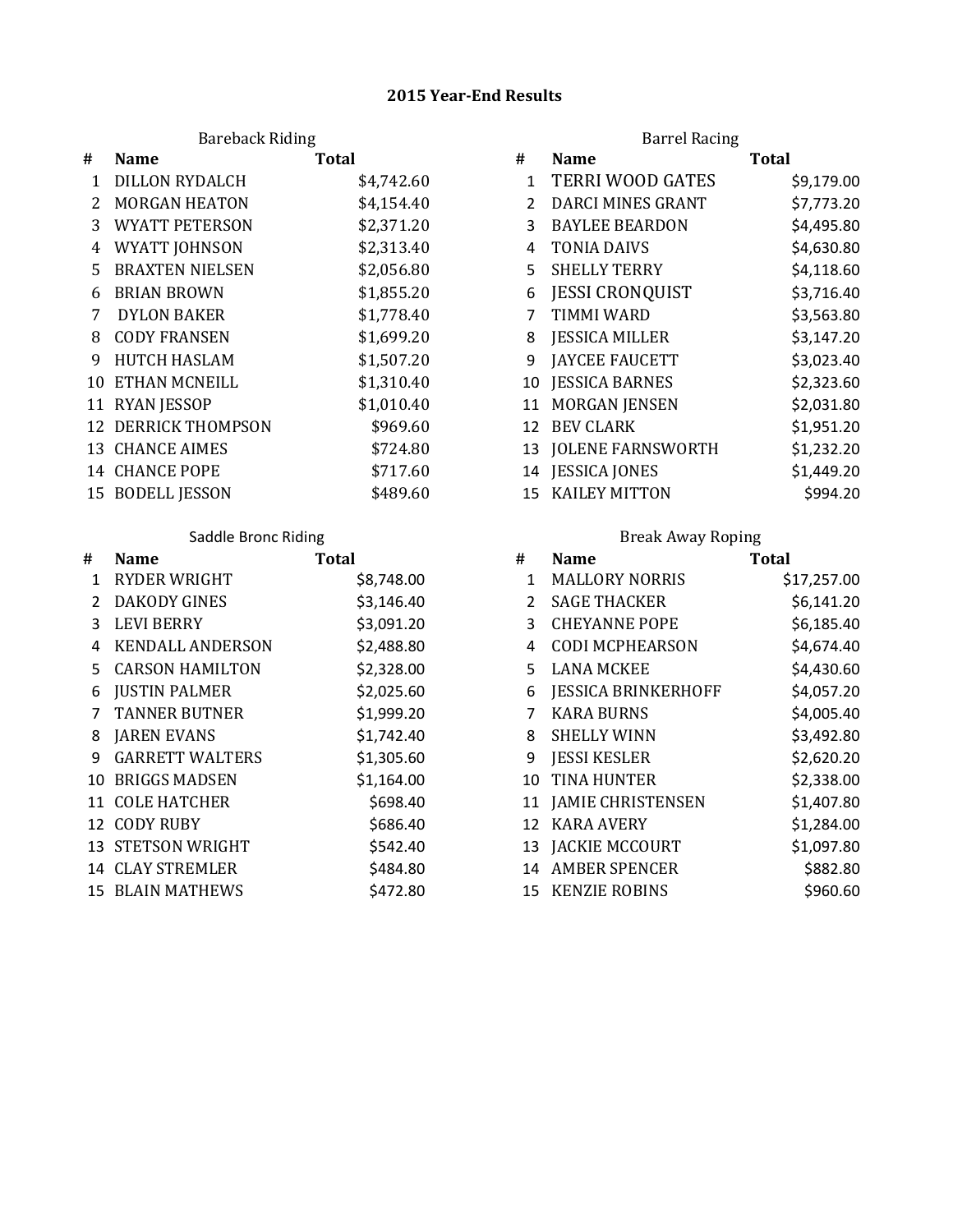# 2015 Year-End Results

## Bareback Riding

| # | Name | Total |
|---|---|---|
| 1 | DILLON RYDALCH | $4,742.60 |
| 2 | MORGAN HEATON | $4,154.40 |
| 3 | WYATT PETERSON | $2,371.20 |
| 4 | WYATT JOHNSON | $2,313.40 |
| 5 | BRAXTEN NIELSEN | $2,056.80 |
| 6 | BRIAN BROWN | $1,855.20 |
| 7 | DYLON BAKER | $1,778.40 |
| 8 | CODY FRANSEN | $1,699.20 |
| 9 | HUTCH HASLAM | $1,507.20 |
| 10 | ETHAN MCNEILL | $1,310.40 |
| 11 | RYAN JESSOP | $1,010.40 |
| 12 | DERRICK THOMPSON | $969.60 |
| 13 | CHANCE AIMES | $724.80 |
| 14 | CHANCE POPE | $717.60 |
| 15 | BODELL JESSON | $489.60 |

## Barrel Racing

| # | Name | Total |
|---|---|---|
| 1 | TERRI WOOD GATES | $9,179.00 |
| 2 | DARCI MINES GRANT | $7,773.20 |
| 3 | BAYLEE BEARDON | $4,495.80 |
| 4 | TONIA DAIVS | $4,630.80 |
| 5 | SHELLY TERRY | $4,118.60 |
| 6 | JESSI CRONQUIST | $3,716.40 |
| 7 | TIMMI WARD | $3,563.80 |
| 8 | JESSICA MILLER | $3,147.20 |
| 9 | JAYCEE FAUCETT | $3,023.40 |
| 10 | JESSICA BARNES | $2,323.60 |
| 11 | MORGAN JENSEN | $2,031.80 |
| 12 | BEV CLARK | $1,951.20 |
| 13 | JOLENE FARNSWORTH | $1,232.20 |
| 14 | JESSICA JONES | $1,449.20 |
| 15 | KAILEY MITTON | $994.20 |

## Saddle Bronc Riding

| # | Name | Total |
|---|---|---|
| 1 | RYDER WRIGHT | $8,748.00 |
| 2 | DAKODY GINES | $3,146.40 |
| 3 | LEVI BERRY | $3,091.20 |
| 4 | KENDALL ANDERSON | $2,488.80 |
| 5 | CARSON HAMILTON | $2,328.00 |
| 6 | JUSTIN PALMER | $2,025.60 |
| 7 | TANNER BUTNER | $1,999.20 |
| 8 | JAREN EVANS | $1,742.40 |
| 9 | GARRETT WALTERS | $1,305.60 |
| 10 | BRIGGS MADSEN | $1,164.00 |
| 11 | COLE HATCHER | $698.40 |
| 12 | CODY RUBY | $686.40 |
| 13 | STETSON WRIGHT | $542.40 |
| 14 | CLAY STREMLER | $484.80 |
| 15 | BLAIN MATHEWS | $472.80 |

## Break Away Roping

| # | Name | Total |
|---|---|---|
| 1 | MALLORY NORRIS | $17,257.00 |
| 2 | SAGE THACKER | $6,141.20 |
| 3 | CHEYANNE POPE | $6,185.40 |
| 4 | CODI MCPHEARSON | $4,674.40 |
| 5 | LANA MCKEE | $4,430.60 |
| 6 | JESSICA BRINKERHOFF | $4,057.20 |
| 7 | KARA BURNS | $4,005.40 |
| 8 | SHELLY WINN | $3,492.80 |
| 9 | JESSI KESLER | $2,620.20 |
| 10 | TINA HUNTER | $2,338.00 |
| 11 | JAMIE CHRISTENSEN | $1,407.80 |
| 12 | KARA AVERY | $1,284.00 |
| 13 | JACKIE MCCOURT | $1,097.80 |
| 14 | AMBER SPENCER | $882.80 |
| 15 | KENZIE ROBINS | $960.60 |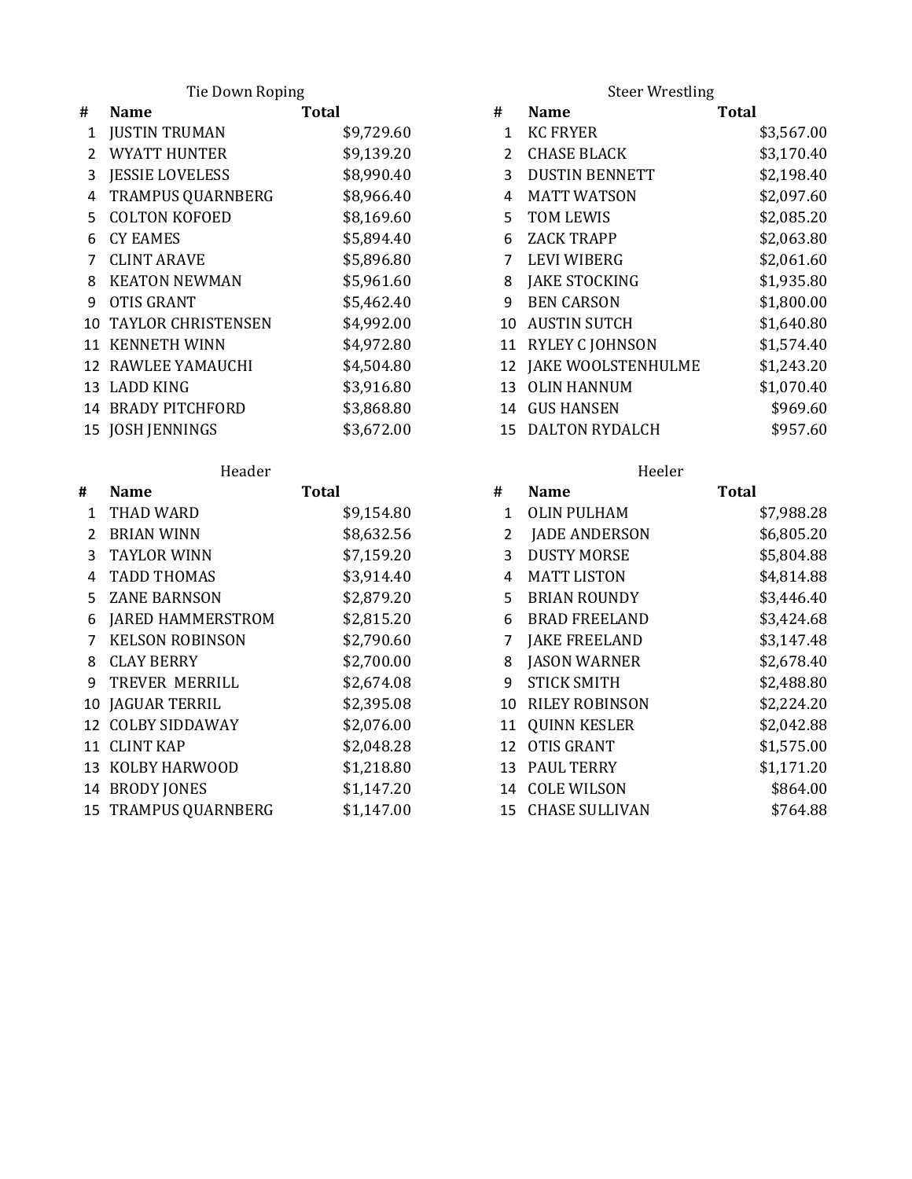## Tie Down Roping

| # | Name | Total |
|---|---|---|
| 1 | JUSTIN TRUMAN | $9,729.60 |
| 2 | WYATT HUNTER | $9,139.20 |
| 3 | JESSIE LOVELESS | $8,990.40 |
| 4 | TRAMPUS QUARNBERG | $8,966.40 |
| 5 | COLTON KOFOED | $8,169.60 |
| 6 | CY EAMES | $5,894.40 |
| 7 | CLINT ARAVE | $5,896.80 |
| 8 | KEATON NEWMAN | $5,961.60 |
| 9 | OTIS GRANT | $5,462.40 |
| 10 | TAYLOR CHRISTENSEN | $4,992.00 |
| 11 | KENNETH WINN | $4,972.80 |
| 12 | RAWLEE YAMAUCHI | $4,504.80 |
| 13 | LADD KING | $3,916.80 |
| 14 | BRADY PITCHFORD | $3,868.80 |
| 15 | JOSH JENNINGS | $3,672.00 |

## Steer Wrestling

| # | Name | Total |
|---|---|---|
| 1 | KC FRYER | $3,567.00 |
| 2 | CHASE BLACK | $3,170.40 |
| 3 | DUSTIN BENNETT | $2,198.40 |
| 4 | MATT WATSON | $2,097.60 |
| 5 | TOM LEWIS | $2,085.20 |
| 6 | ZACK TRAPP | $2,063.80 |
| 7 | LEVI WIBERG | $2,061.60 |
| 8 | JAKE STOCKING | $1,935.80 |
| 9 | BEN CARSON | $1,800.00 |
| 10 | AUSTIN SUTCH | $1,640.80 |
| 11 | RYLEY C JOHNSON | $1,574.40 |
| 12 | JAKE WOOLSTENHULME | $1,243.20 |
| 13 | OLIN HANNUM | $1,070.40 |
| 14 | GUS HANSEN | $969.60 |
| 15 | DALTON RYDALCH | $957.60 |

## Header

| # | Name | Total |
|---|---|---|
| 1 | THAD WARD | $9,154.80 |
| 2 | BRIAN WINN | $8,632.56 |
| 3 | TAYLOR WINN | $7,159.20 |
| 4 | TADD THOMAS | $3,914.40 |
| 5 | ZANE BARNSON | $2,879.20 |
| 6 | JARED HAMMERSTROM | $2,815.20 |
| 7 | KELSON ROBINSON | $2,790.60 |
| 8 | CLAY BERRY | $2,700.00 |
| 9 | TREVER MERRILL | $2,674.08 |
| 10 | JAGUAR TERRIL | $2,395.08 |
| 12 | COLBY SIDDAWAY | $2,076.00 |
| 11 | CLINT KAP | $2,048.28 |
| 13 | KOLBY HARWOOD | $1,218.80 |
| 14 | BRODY JONES | $1,147.20 |
| 15 | TRAMPUS QUARNBERG | $1,147.00 |

## Heeler

| # | Name | Total |
|---|---|---|
| 1 | OLIN PULHAM | $7,988.28 |
| 2 | JADE ANDERSON | $6,805.20 |
| 3 | DUSTY MORSE | $5,804.88 |
| 4 | MATT LISTON | $4,814.88 |
| 5 | BRIAN ROUNDY | $3,446.40 |
| 6 | BRAD FREELAND | $3,424.68 |
| 7 | JAKE FREELAND | $3,147.48 |
| 8 | JASON WARNER | $2,678.40 |
| 9 | STICK SMITH | $2,488.80 |
| 10 | RILEY ROBINSON | $2,224.20 |
| 11 | QUINN KESLER | $2,042.88 |
| 12 | OTIS GRANT | $1,575.00 |
| 13 | PAUL TERRY | $1,171.20 |
| 14 | COLE WILSON | $864.00 |
| 15 | CHASE SULLIVAN | $764.88 |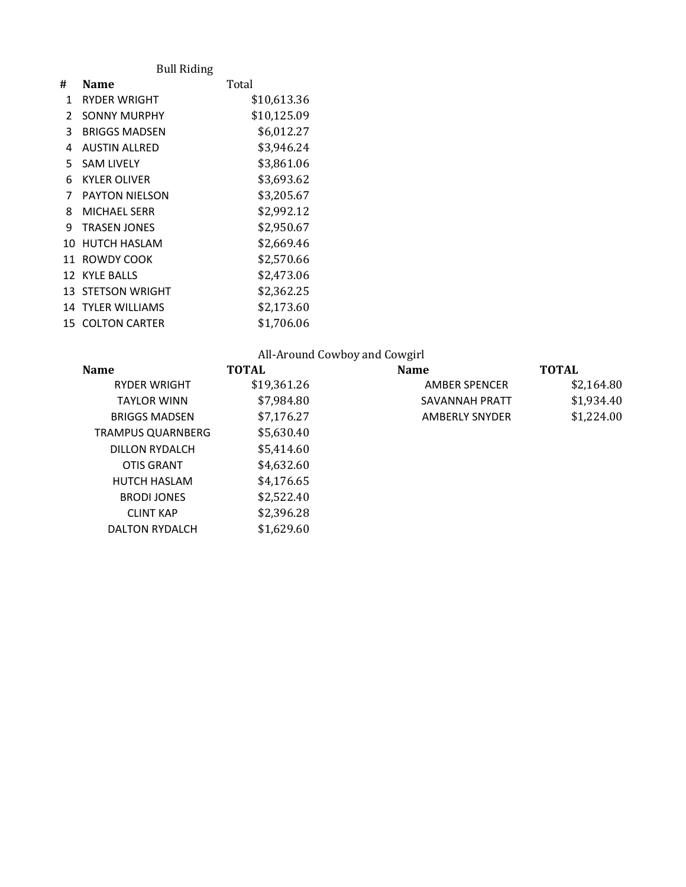## Bull Riding

| # | Name | Total |
|---|---|---|
| 1 | RYDER WRIGHT | $10,613.36 |
| 2 | SONNY MURPHY | $10,125.09 |
| 3 | BRIGGS MADSEN | $6,012.27 |
| 4 | AUSTIN ALLRED | $3,946.24 |
| 5 | SAM LIVELY | $3,861.06 |
| 6 | KYLER OLIVER | $3,693.62 |
| 7 | PAYTON NIELSON | $3,205.67 |
| 8 | MICHAEL SERR | $2,992.12 |
| 9 | TRASEN JONES | $2,950.67 |
| 10 | HUTCH HASLAM | $2,669.46 |
| 11 | ROWDY COOK | $2,570.66 |
| 12 | KYLE BALLS | $2,473.06 |
| 13 | STETSON WRIGHT | $2,362.25 |
| 14 | TYLER WILLIAMS | $2,173.60 |
| 15 | COLTON CARTER | $1,706.06 |

## All-Around Cowboy and Cowgirl

| Name | TOTAL | Name | TOTAL |
|---|---|---|---|
| RYDER WRIGHT | $19,361.26 | AMBER SPENCER | $2,164.80 |
| TAYLOR WINN | $7,984.80 | SAVANNAH PRATT | $1,934.40 |
| BRIGGS MADSEN | $7,176.27 | AMBERLY SNYDER | $1,224.00 |
| TRAMPUS QUARNBERG | $5,630.40 | | |
| DILLON RYDALCH | $5,414.60 | | |
| OTIS GRANT | $4,632.60 | | |
| HUTCH HASLAM | $4,176.65 | | |
| BRODI JONES | $2,522.40 | | |
| CLINT KAP | $2,396.28 | | |
| DALTON RYDALCH | $1,629.60 | | |